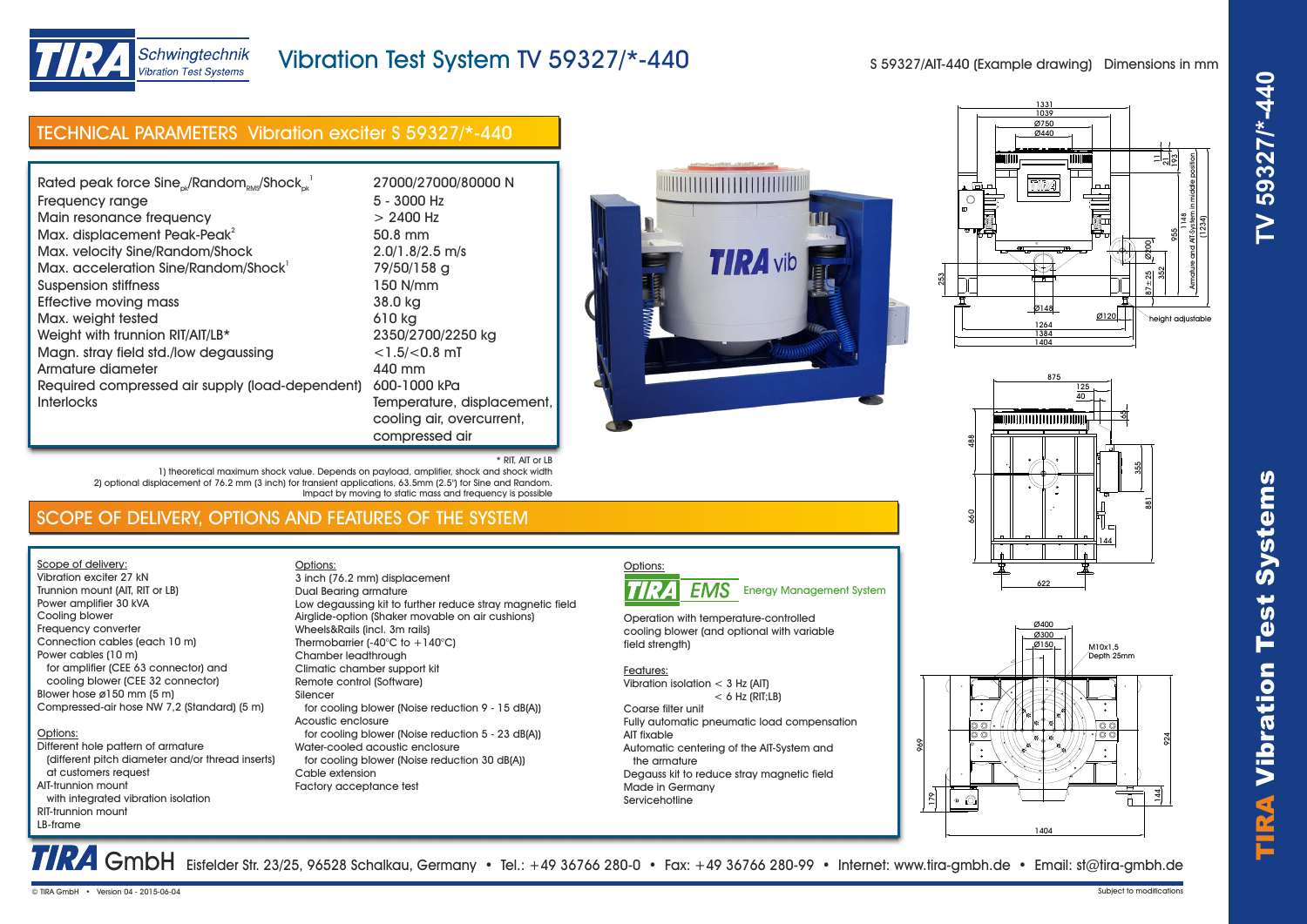# Vibration Test System TV 59327/*-440

S 59327/AIT-440 (Example drawing) Dimensions in mm

## TECHNICAL PARAMETERS Vibration exciter S 59327/*-440

| Parameter | Value |
|---|---|
| Rated peak force Sine$_{pk}$/Random$_{RMS}$/Shock$_{pk}$ [1] | 27000/27000/80000 N |
| Frequency range | 5 - 3000 Hz |
| Main resonance frequency | > 2400 Hz |
| Max. displacement Peak-Peak[2] | 50.8 mm |
| Max. velocity Sine/Random/Shock | 2.0/1.8/2.5 m/s |
| Max. acceleration Sine/Random/Shock[1] | 79/50/158 g |
| Suspension stiffness | 150 N/mm |
| Effective moving mass | 38.0 kg |
| Max. weight tested | 610 kg |
| Weight with trunnion RIT/AIT/LB* | 2350/2700/2250 kg |
| Magn. stray field std./low degaussing | <1.5/<0.8 mT |
| Armature diameter | 440 mm |
| Required compressed air supply (load-dependent) | 600-1000 kPa |
| Interlocks | Temperature, displacement, cooling air, overcurrent, compressed air |

\* RIT, AIT or LB

1) theoretical maximum shock value. Depends on payload, amplifier, shock and shock width

2) optional displacement of 76.2 mm (3 inch) for transient applications, 63.5mm (2.5") for Sine and Random. Impact by moving to static mass and frequency is possible

## SCOPE OF DELIVERY, OPTIONS AND FEATURES OF THE SYSTEM

Scope of delivery:
- Vibration exciter 27 kN
- Trunnion mount (AIT, RIT or LB)
- Power amplifier 30 kVA
- Cooling blower
- Frequency converter
- Connection cables (each 10 m)
- Power cables (10 m)
  - for amplifier (CEE 63 connector) and cooling blower (CEE 32 connector)
- Blower hose ø150 mm (5 m)
- Compressed-air hose NW 7,2 (Standard) (5 m)

Options:
- Different hole pattern of armature
  - (different pitch diameter and/or thread inserts) at customers request
- AIT-trunnion mount
  - with integrated vibration isolation
- RIT-trunnion mount
- LB-frame

Options:
- 3 inch (76.2 mm) displacement
- Dual Bearing armature
- Low degaussing kit to further reduce stray magnetic field
- Airglide-option (Shaker movable on air cushions)
- Wheels&Rails (incl. 3m rails)
- Thermobarrier (-40°C to +140°C)
- Chamber leadthrough
- Climatic chamber support kit
- Remote control (Software)
- Silencer
  - for cooling blower (Noise reduction 9 - 15 dB(A))
- Acoustic enclosure
  - for cooling blower (Noise reduction 5 - 23 dB(A))
- Water-cooled acoustic enclosure
  - for cooling blower (Noise reduction 30 dB(A))
- Cable extension
- Factory acceptance test

Options:

TIRA EMS Energy Management System

Operation with temperature-controlled cooling blower (and optional with variable field strength)

Features:
- Vibration isolation < 3 Hz (AIT)
  - < 6 Hz (RIT;LB)
- Coarse filter unit
- Fully automatic pneumatic load compensation
- AIT fixable
- Automatic centering of the AIT-System and the armature
- Degauss kit to reduce stray magnetic field
- Made in Germany
- Servicehotline

TIRA GmbH Eisfelder Str. 23/25, 96528 Schalkau, Germany • Tel.: +49 36766 280-0 • Fax: +49 36766 280-99 • Internet: www.tira-gmbh.de • Email: st@tira-gmbh.de

© TIRA GmbH • Version 04 - 2015-06-04

Subject to modifications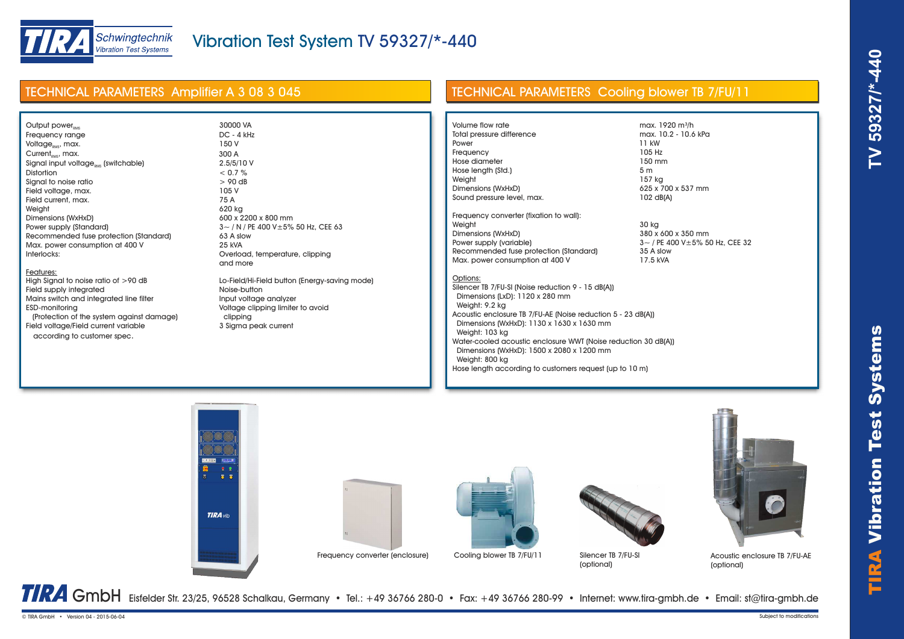# Vibration Test System TV 59327/*-440

## TECHNICAL PARAMETERS Amplifier A 3 08 3 045

| | |
|---|---|
| Output power$_{RMS}$ | 30000 VA |
| Frequency range | DC - 4 kHz |
| Voltage$_{RMS}$, max. | 150 V |
| Current$_{RMS}$, max. | 300 A |
| Signal input voltage$_{RMS}$ (switchable) | 2.5/5/10 V |
| Distortion | < 0.7 % |
| Signal to noise ratio | > 90 dB |
| Field voltage, max. | 105 V |
| Field current, max. | 75 A |
| Weight | 620 kg |
| Dimensions (WxHxD) | 600 x 2200 x 800 mm |
| Power supply (Standard) | 3~ / N / PE 400 V±5% 50 Hz, CEE 63 |
| Recommended fuse protection (Standard) | 63 A slow |
| Max. power consumption at 400 V | 25 kVA |
| Interlocks: | Overload, temperature, clipping and more |

Features:

- High Signal to noise ratio of >90 dB
- Field supply integrated
- Mains switch and integrated line filter
- ESD-monitoring (Protection of the system against damage)
- Field voltage/Field current variable according to customer spec.
- Lo-Field/Hi-Field button (Energy-saving mode)
- Noise-button
- Input voltage analyzer
- Voltage clipping limiter to avoid clipping
- 3 Sigma peak current

## TECHNICAL PARAMETERS Cooling blower TB 7/FU/11

| | |
|---|---|
| Volume flow rate | max. 1920 m³/h |
| Total pressure difference | max. 10.2 - 10.6 kPa |
| Power | 11 kW |
| Frequency | 105 Hz |
| Hose diameter | 150 mm |
| Hose length (Std.) | 5 m |
| Weight | 157 kg |
| Dimensions (WxHxD) | 625 x 700 x 537 mm |
| Sound pressure level, max. | 102 dB(A) |

Frequency converter (fixation to wall):

| | |
|---|---|
| Weight | 30 kg |
| Dimensions (WxHxD) | 380 x 600 x 350 mm |
| Power supply (variable) | 3~ / PE 400 V±5% 50 Hz, CEE 32 |
| Recommended fuse protection (Standard) | 35 A slow |
| Max. power consumption at 400 V | 17.5 kVA |

Options:

Silencer TB 7/FU-SI (Noise reduction 9 - 15 dB(A))
Dimensions (LxD): 1120 x 280 mm
Weight: 9.2 kg

Acoustic enclosure TB 7/FU-AE (Noise reduction 5 - 23 dB(A))
Dimensions (WxHxD): 1130 x 1630 x 1630 mm
Weight: 103 kg

Water-cooled acoustic enclosure WWT (Noise reduction 30 dB(A))
Dimensions (WxHxD): 1500 x 2080 x 1200 mm
Weight: 800 kg

Hose length according to customers request (up to 10 m)

Frequency converter (enclosure)

Cooling blower TB 7/FU/11

Silencer TB 7/FU-SI (optional)

Acoustic enclosure TB 7/FU-AE (optional)

TIRA GmbH Eisfelder Str. 23/25, 96528 Schalkau, Germany • Tel.: +49 36766 280-0 • Fax: +49 36766 280-99 • Internet: www.tira-gmbh.de • Email: st@tira-gmbh.de

© TIRA GmbH • Version 04 - 2015-06-04

Subject to modifications